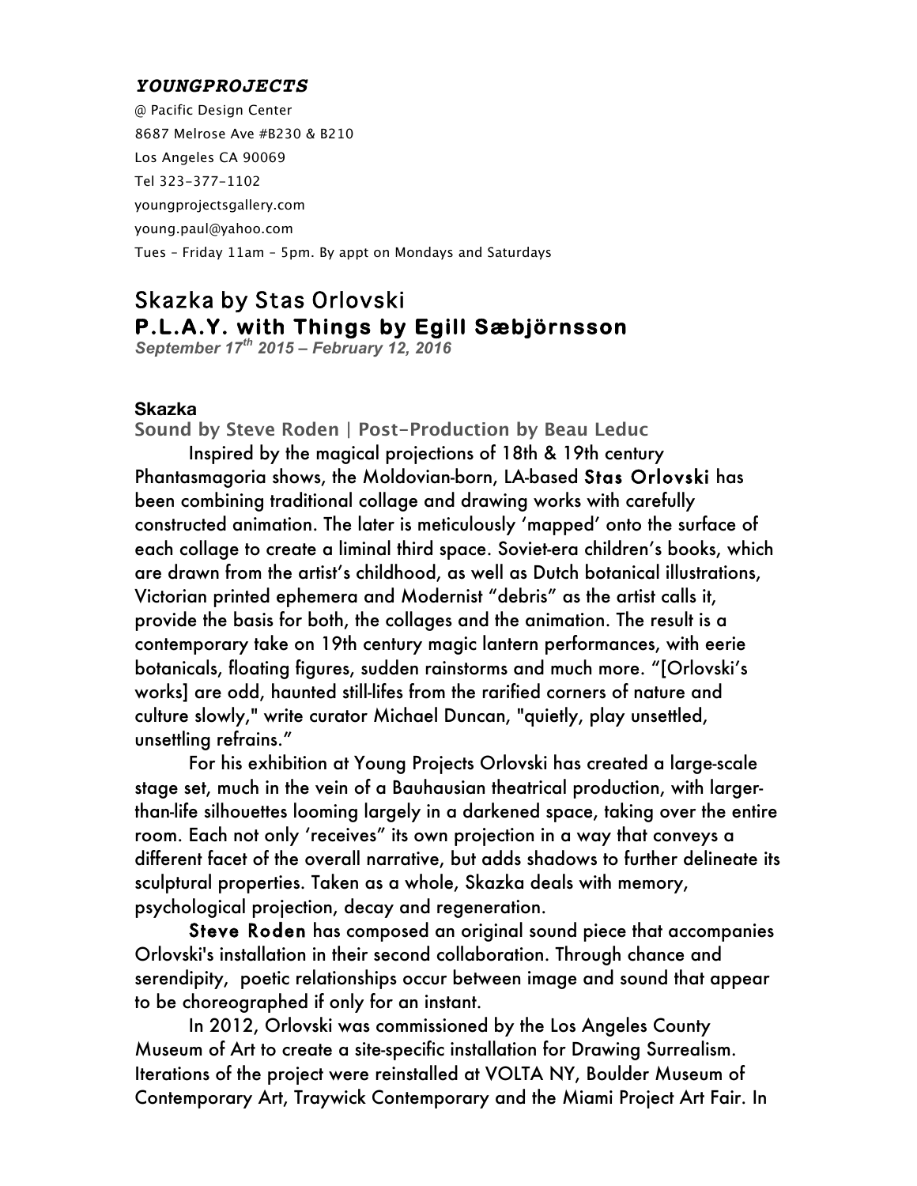***YOUNGPROJECTS***

@ Pacific Design Center
8687 Melrose Ave #B230 & B210
Los Angeles CA 90069
Tel 323-377-1102
youngprojectsgallery.com
young.paul@yahoo.com
Tues – Friday 11am – 5pm. By appt on Mondays and Saturdays

# Skazka by Stas Orlovski
# P.L.A.Y. with Things by Egill Sæbjörnsson

***September 17th 2015 – February 12, 2016***

### Skazka

**Sound by Steve Roden | Post-Production by Beau Leduc**

Inspired by the magical projections of 18th & 19th century Phantasmagoria shows, the Moldovian-born, LA-based **Stas Orlovski** has been combining traditional collage and drawing works with carefully constructed animation. The later is meticulously 'mapped' onto the surface of each collage to create a liminal third space. Soviet-era children's books, which are drawn from the artist's childhood, as well as Dutch botanical illustrations, Victorian printed ephemera and Modernist "debris" as the artist calls it, provide the basis for both, the collages and the animation. The result is a contemporary take on 19th century magic lantern performances, with eerie botanicals, floating figures, sudden rainstorms and much more. "[Orlovski's works] are odd, haunted still-lifes from the rarified corners of nature and culture slowly," write curator Michael Duncan, "quietly, play unsettled, unsettling refrains."

For his exhibition at Young Projects Orlovski has created a large-scale stage set, much in the vein of a Bauhausian theatrical production, with larger-than-life silhouettes looming largely in a darkened space, taking over the entire room. Each not only 'receives" its own projection in a way that conveys a different facet of the overall narrative, but adds shadows to further delineate its sculptural properties. Taken as a whole, Skazka deals with memory, psychological projection, decay and regeneration.

**Steve Roden** has composed an original sound piece that accompanies Orlovski's installation in their second collaboration. Through chance and serendipity, poetic relationships occur between image and sound that appear to be choreographed if only for an instant.

In 2012, Orlovski was commissioned by the Los Angeles County Museum of Art to create a site-specific installation for Drawing Surrealism. Iterations of the project were reinstalled at VOLTA NY, Boulder Museum of Contemporary Art, Traywick Contemporary and the Miami Project Art Fair. In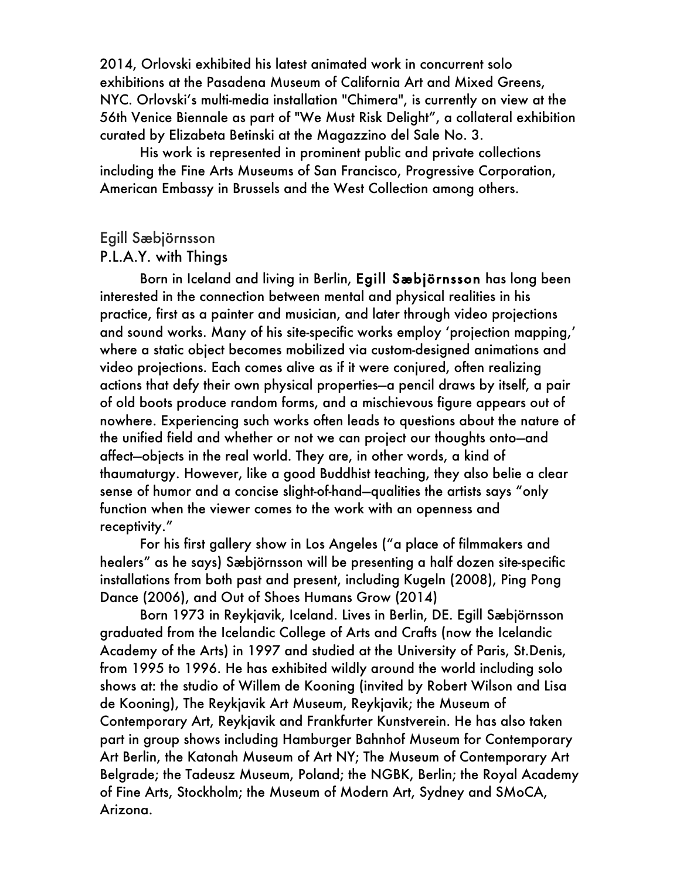2014, Orlovski exhibited his latest animated work in concurrent solo exhibitions at the Pasadena Museum of California Art and Mixed Greens, NYC. Orlovski's multi-media installation "Chimera", is currently on view at the 56th Venice Biennale as part of "We Must Risk Delight", a collateral exhibition curated by Elizabeta Betinski at the Magazzino del Sale No. 3.

His work is represented in prominent public and private collections including the Fine Arts Museums of San Francisco, Progressive Corporation, American Embassy in Brussels and the West Collection among others.

## Egill Sæbjörnsson
## P.L.A.Y. with Things

Born in Iceland and living in Berlin, **Egill Sæbjörnsson** has long been interested in the connection between mental and physical realities in his practice, first as a painter and musician, and later through video projections and sound works. Many of his site-specific works employ 'projection mapping,' where a static object becomes mobilized via custom-designed animations and video projections. Each comes alive as if it were conjured, often realizing actions that defy their own physical properties—a pencil draws by itself, a pair of old boots produce random forms, and a mischievous figure appears out of nowhere. Experiencing such works often leads to questions about the nature of the unified field and whether or not we can project our thoughts onto—and affect—objects in the real world. They are, in other words, a kind of thaumaturgy. However, like a good Buddhist teaching, they also belie a clear sense of humor and a concise slight-of-hand—qualities the artists says "only function when the viewer comes to the work with an openness and receptivity."

For his first gallery show in Los Angeles ("a place of filmmakers and healers" as he says) Sæbjörnsson will be presenting a half dozen site-specific installations from both past and present, including Kugeln (2008), Ping Pong Dance (2006), and Out of Shoes Humans Grow (2014)

Born 1973 in Reykjavik, Iceland. Lives in Berlin, DE. Egill Sæbjörnsson graduated from the Icelandic College of Arts and Crafts (now the Icelandic Academy of the Arts) in 1997 and studied at the University of Paris, St.Denis, from 1995 to 1996. He has exhibited wildly around the world including solo shows at: the studio of Willem de Kooning (invited by Robert Wilson and Lisa de Kooning), The Reykjavik Art Museum, Reykjavik; the Museum of Contemporary Art, Reykjavik and Frankfurter Kunstverein. He has also taken part in group shows including Hamburger Bahnhof Museum for Contemporary Art Berlin, the Katonah Museum of Art NY; The Museum of Contemporary Art Belgrade; the Tadeusz Museum, Poland; the NGBK, Berlin; the Royal Academy of Fine Arts, Stockholm; the Museum of Modern Art, Sydney and SMoCA, Arizona.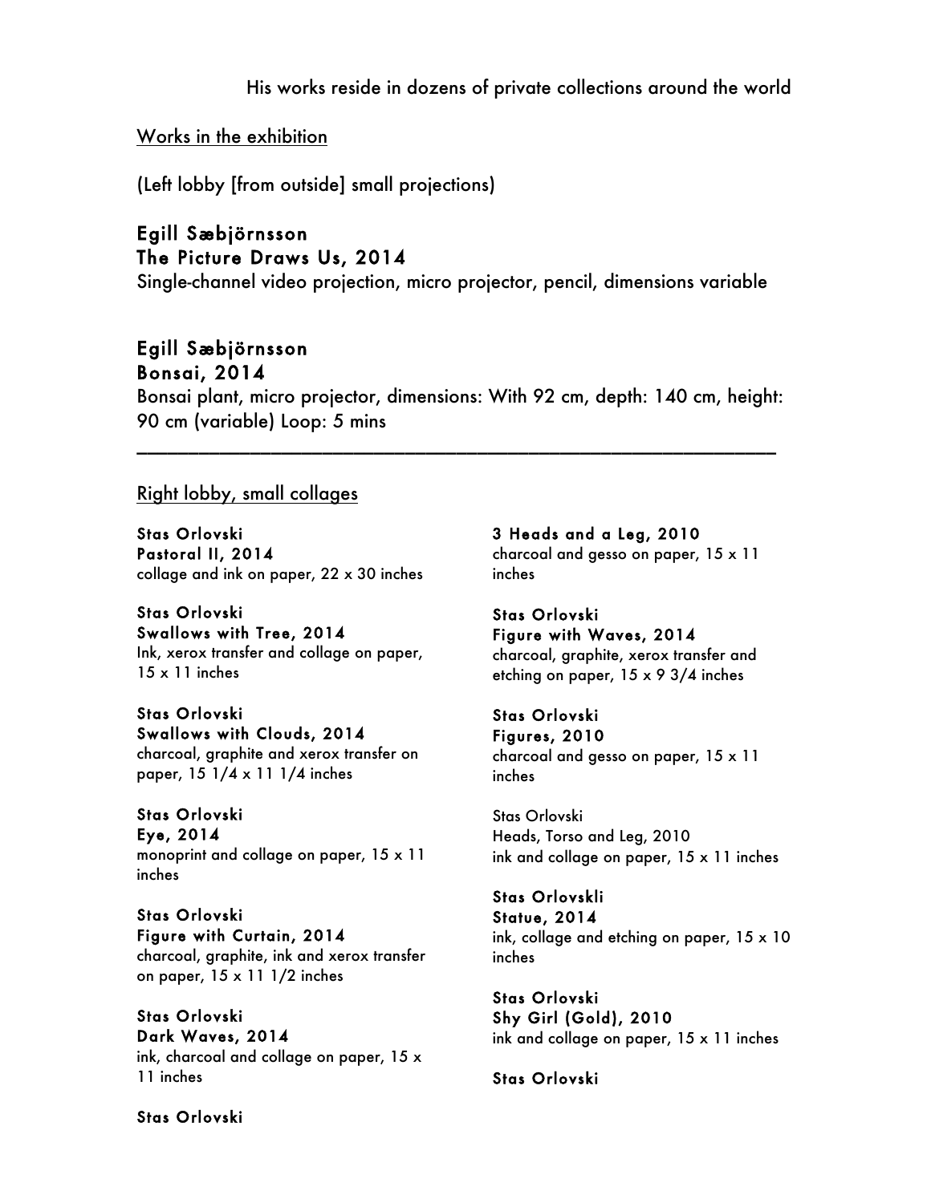His works reside in dozens of private collections around the world

Works in the exhibition

(Left lobby [from outside] small projections)

**Egill Sæbjörnsson**
**The Picture Draws Us, 2014**
Single-channel video projection, micro projector, pencil, dimensions variable

**Egill Sæbjörnsson**
**Bonsai, 2014**
Bonsai plant, micro projector, dimensions: With 92 cm, depth: 140 cm, height: 90 cm (variable) Loop: 5 mins

---

Right lobby, small collages

**Stas Orlovski**
**Pastoral II, 2014**
collage and ink on paper, 22 x 30 inches

**Stas Orlovski**
**Swallows with Tree, 2014**
Ink, xerox transfer and collage on paper, 15 x 11 inches

**Stas Orlovski**
**Swallows with Clouds, 2014**
charcoal, graphite and xerox transfer on paper, 15 1/4 x 11 1/4 inches

**Stas Orlovski**
**Eye, 2014**
monoprint and collage on paper, 15 x 11 inches

**Stas Orlovski**
**Figure with Curtain, 2014**
charcoal, graphite, ink and xerox transfer on paper, 15 x 11 1/2 inches

**Stas Orlovski**
**Dark Waves, 2014**
ink, charcoal and collage on paper, 15 x 11 inches

**Stas Orlovski**
**3 Heads and a Leg, 2010**
charcoal and gesso on paper, 15 x 11 inches

**Stas Orlovski**
**Figure with Waves, 2014**
charcoal, graphite, xerox transfer and etching on paper, 15 x 9 3/4 inches

**Stas Orlovski**
**Figures, 2010**
charcoal and gesso on paper, 15 x 11 inches

Stas Orlovski
Heads, Torso and Leg, 2010
ink and collage on paper, 15 x 11 inches

**Stas Orlovskli**
**Statue, 2014**
ink, collage and etching on paper, 15 x 10 inches

**Stas Orlovski**
**Shy Girl (Gold), 2010**
ink and collage on paper, 15 x 11 inches

**Stas Orlovski**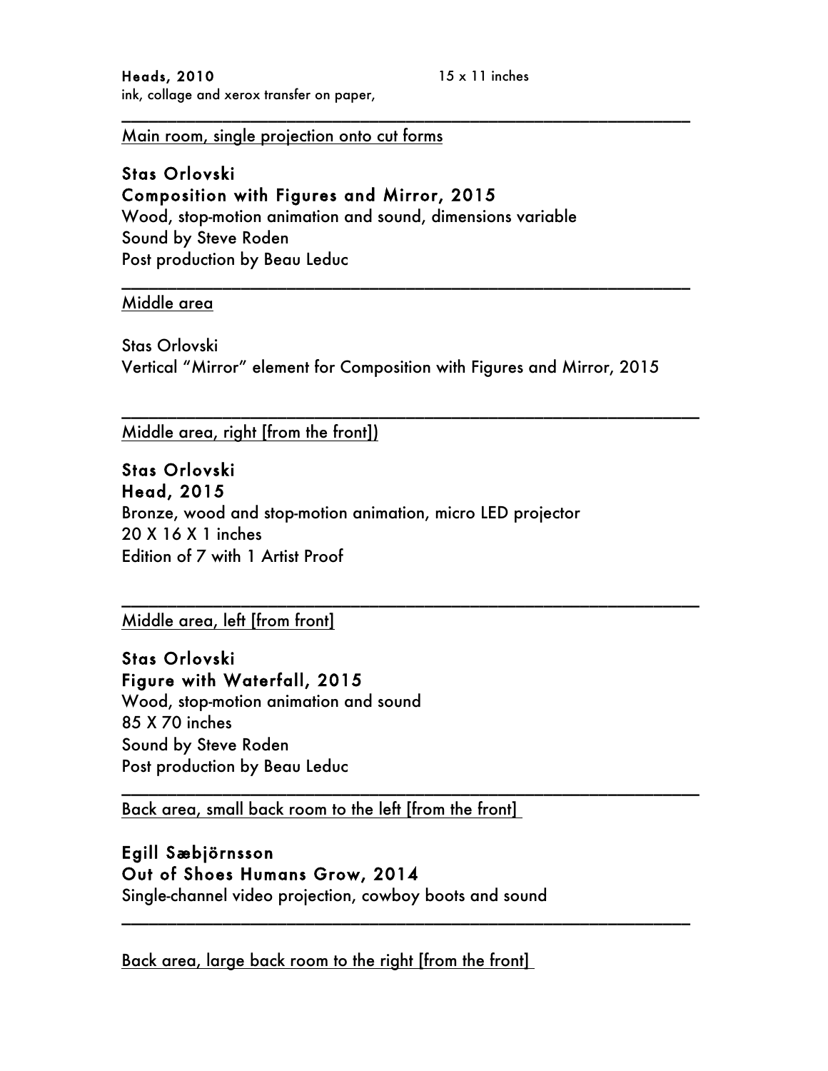**Heads, 2010** 15 x 11 inches
ink, collage and xerox transfer on paper,

---

Main room, single projection onto cut forms

**Stas Orlovski**
**Composition with Figures and Mirror, 2015**
Wood, stop-motion animation and sound, dimensions variable
Sound by Steve Roden
Post production by Beau Leduc

---

Middle area

Stas Orlovski
Vertical "Mirror" element for Composition with Figures and Mirror, 2015

---

Middle area, right [from the front])

**Stas Orlovski**
**Head, 2015**
Bronze, wood and stop-motion animation, micro LED projector
20 X 16 X 1 inches
Edition of 7 with 1 Artist Proof

---

Middle area, left [from front]

**Stas Orlovski**
**Figure with Waterfall, 2015**
Wood, stop-motion animation and sound
85 X 70 inches
Sound by Steve Roden
Post production by Beau Leduc

---

Back area, small back room to the left [from the front]

**Egill Sæbjörnsson**
**Out of Shoes Humans Grow, 2014**
Single-channel video projection, cowboy boots and sound

---

Back area, large back room to the right [from the front]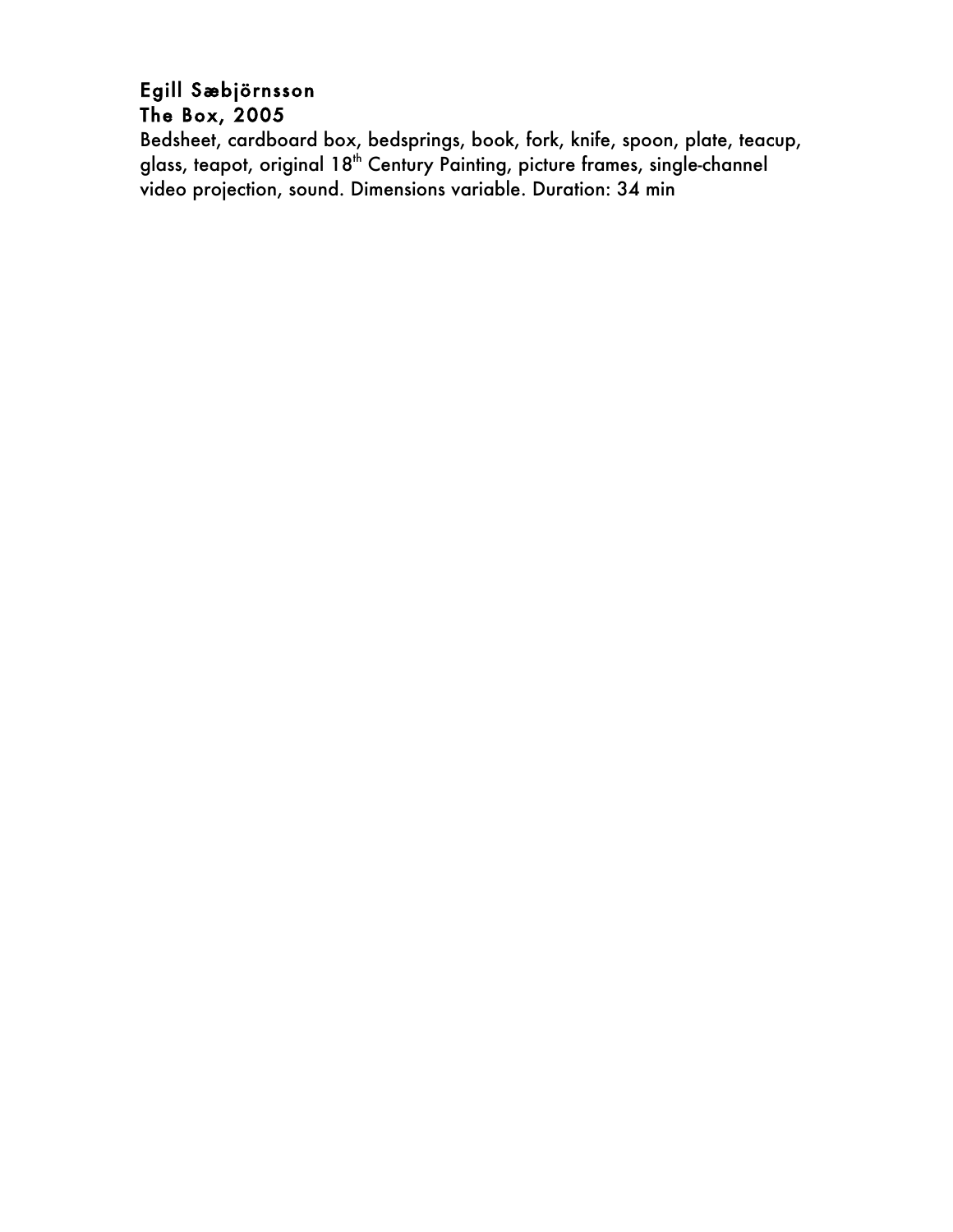**Egill Sæbjörnsson**
**The Box, 2005**
Bedsheet, cardboard box, bedsprings, book, fork, knife, spoon, plate, teacup, glass, teapot, original 18th Century Painting, picture frames, single-channel video projection, sound. Dimensions variable. Duration: 34 min